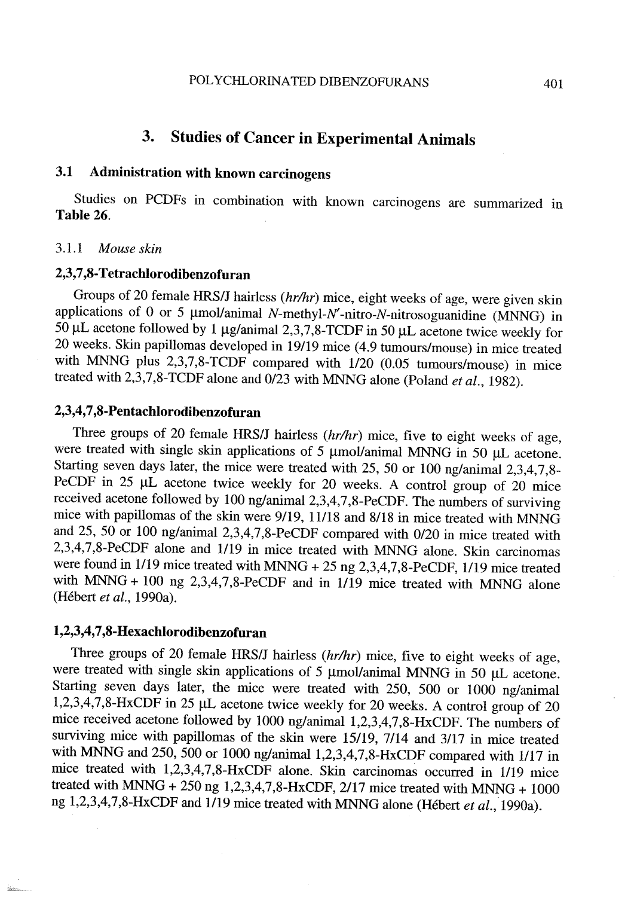## 3. Studies of Cancer in Experimental Animals

### 3.1 Administration with known carcinogens

Studies on PCDFs in combination with known carcinogens are summarized in **Table 26**.

3.1.1 *Mouse skin*

**2,3,7,8-Tetrachlorodibenzofuran**

Groups of 20 female HRS/J hairless (*hr/hr*) mice, eight weeks of age, were given skin applications of 0 or 5 μmol/animal *N*-methyl-*N′*-nitro-*N*-nitrosoguanidine (MNNG) in 50 μL acetone followed by 1 μg/animal 2,3,7,8-TCDF in 50 μL acetone twice weekly for 20 weeks. Skin papillomas developed in 19/19 mice (4.9 tumours/mouse) in mice treated with MNNG plus 2,3,7,8-TCDF compared with 1/20 (0.05 tumours/mouse) in mice treated with 2,3,7,8-TCDF alone and 0/23 with MNNG alone (Poland *et al.*, 1982).

**2,3,4,7,8-Pentachlorodibenzofuran**

Three groups of 20 female HRS/J hairless (*hr/hr*) mice, five to eight weeks of age, were treated with single skin applications of 5 μmol/animal MNNG in 50 μL acetone. Starting seven days later, the mice were treated with 25, 50 or 100 ng/animal 2,3,4,7,8-PeCDF in 25 μL acetone twice weekly for 20 weeks. A control group of 20 mice received acetone followed by 100 ng/animal 2,3,4,7,8-PeCDF. The numbers of surviving mice with papillomas of the skin were 9/19, 11/18 and 8/18 in mice treated with MNNG and 25, 50 or 100 ng/animal 2,3,4,7,8-PeCDF compared with 0/20 in mice treated with 2,3,4,7,8-PeCDF alone and 1/19 in mice treated with MNNG alone. Skin carcinomas were found in 1/19 mice treated with MNNG + 25 ng 2,3,4,7,8-PeCDF, 1/19 mice treated with MNNG + 100 ng 2,3,4,7,8-PeCDF and in 1/19 mice treated with MNNG alone (Hébert *et al.*, 1990a).

**1,2,3,4,7,8-Hexachlorodibenzofuran**

Three groups of 20 female HRS/J hairless (*hr/hr*) mice, five to eight weeks of age, were treated with single skin applications of 5 μmol/animal MNNG in 50 μL acetone. Starting seven days later, the mice were treated with 250, 500 or 1000 ng/animal 1,2,3,4,7,8-HxCDF in 25 μL acetone twice weekly for 20 weeks. A control group of 20 mice received acetone followed by 1000 ng/animal 1,2,3,4,7,8-HxCDF. The numbers of surviving mice with papillomas of the skin were 15/19, 7/14 and 3/17 in mice treated with MNNG and 250, 500 or 1000 ng/animal 1,2,3,4,7,8-HxCDF compared with 1/17 in mice treated with 1,2,3,4,7,8-HxCDF alone. Skin carcinomas occurred in 1/19 mice treated with MNNG + 250 ng 1,2,3,4,7,8-HxCDF, 2/17 mice treated with MNNG + 1000 ng 1,2,3,4,7,8-HxCDF and 1/19 mice treated with MNNG alone (Hébert *et al.*, 1990a).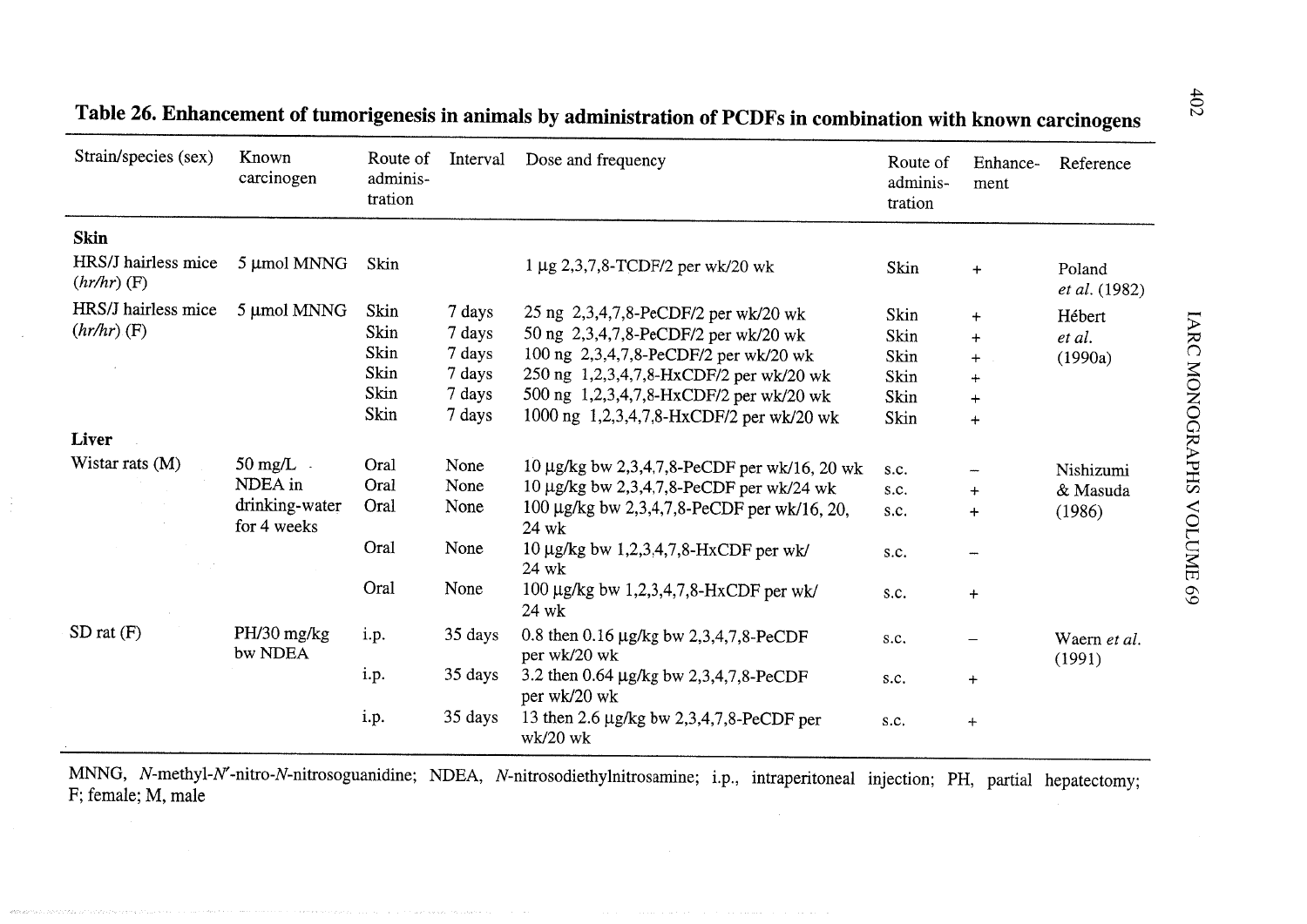**Table 26. Enhancement of tumorigenesis in animals by administration of PCDFs in combination with known carcinogens**

| Strain/species (sex) | Known carcinogen | Route of adminis-tration | Interval | Dose and frequency | Route of adminis-tration | Enhance-ment | Reference |
|---|---|---|---|---|---|---|---|
| **Skin** | | | | | | | |
| HRS/J hairless mice (*hr/hr*) (F) | 5 μmol MNNG | Skin | | 1 μg 2,3,7,8-TCDF/2 per wk/20 wk | Skin | + | Poland *et al.* (1982) |
| HRS/J hairless mice (*hr/hr*) (F) | 5 μmol MNNG | Skin | 7 days | 25 ng 2,3,4,7,8-PeCDF/2 per wk/20 wk | Skin | + | Hébert *et al.* (1990a) |
| | | Skin | 7 days | 50 ng 2,3,4,7,8-PeCDF/2 per wk/20 wk | Skin | + | |
| | | Skin | 7 days | 100 ng 2,3,4,7,8-PeCDF/2 per wk/20 wk | Skin | + | |
| | | Skin | 7 days | 250 ng 1,2,3,4,7,8-HxCDF/2 per wk/20 wk | Skin | + | |
| | | Skin | 7 days | 500 ng 1,2,3,4,7,8-HxCDF/2 per wk/20 wk | Skin | + | |
| | | Skin | 7 days | 1000 ng 1,2,3,4,7,8-HxCDF/2 per wk/20 wk | Skin | + | |
| **Liver** | | | | | | | |
| Wistar rats (M) | 50 mg/L NDEA in drinking-water for 4 weeks | Oral | None | 10 μg/kg bw 2,3,4,7,8-PeCDF per wk/16, 20 wk | s.c. | – | Nishizumi & Masuda (1986) |
| | | Oral | None | 10 μg/kg bw 2,3,4,7,8-PeCDF per wk/24 wk | s.c. | + | |
| | | Oral | None | 100 μg/kg bw 2,3,4,7,8-PeCDF per wk/16, 20, 24 wk | s.c. | + | |
| | | Oral | None | 10 μg/kg bw 1,2,3,4,7,8-HxCDF per wk/24 wk | s.c. | – | |
| | | Oral | None | 100 μg/kg bw 1,2,3,4,7,8-HxCDF per wk/24 wk | s.c. | + | |
| SD rat (F) | PH/30 mg/kg bw NDEA | i.p. | 35 days | 0.8 then 0.16 μg/kg bw 2,3,4,7,8-PeCDF per wk/20 wk | s.c. | – | Waern *et al.* (1991) |
| | | i.p. | 35 days | 3.2 then 0.64 μg/kg bw 2,3,4,7,8-PeCDF per wk/20 wk | s.c. | + | |
| | | i.p. | 35 days | 13 then 2.6 μg/kg bw 2,3,4,7,8-PeCDF per wk/20 wk | s.c. | + | |

MNNG, *N*-methyl-*N*′-nitro-*N*-nitrosoguanidine; NDEA, *N*-nitrosodiethylnitrosamine; i.p., intraperitoneal injection; PH, partial hepatectomy; F; female; M, male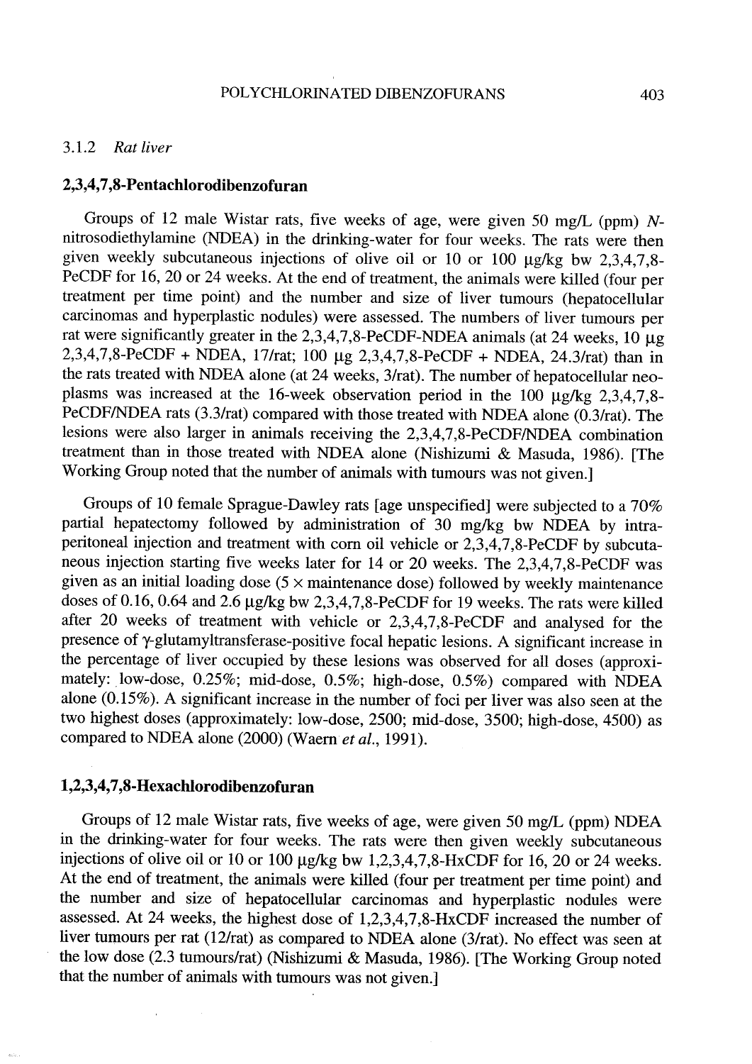### 3.1.2 *Rat liver*

**2,3,4,7,8-Pentachlorodibenzofuran**

Groups of 12 male Wistar rats, five weeks of age, were given 50 mg/L (ppm) *N*-nitrosodiethylamine (NDEA) in the drinking-water for four weeks. The rats were then given weekly subcutaneous injections of olive oil or 10 or 100 μg/kg bw 2,3,4,7,8-PeCDF for 16, 20 or 24 weeks. At the end of treatment, the animals were killed (four per treatment per time point) and the number and size of liver tumours (hepatocellular carcinomas and hyperplastic nodules) were assessed. The numbers of liver tumours per rat were significantly greater in the 2,3,4,7,8-PeCDF-NDEA animals (at 24 weeks, 10 μg 2,3,4,7,8-PeCDF + NDEA, 17/rat; 100 μg 2,3,4,7,8-PeCDF + NDEA, 24.3/rat) than in the rats treated with NDEA alone (at 24 weeks, 3/rat). The number of hepatocellular neoplasms was increased at the 16-week observation period in the 100 μg/kg 2,3,4,7,8-PeCDF/NDEA rats (3.3/rat) compared with those treated with NDEA alone (0.3/rat). The lesions were also larger in animals receiving the 2,3,4,7,8-PeCDF/NDEA combination treatment than in those treated with NDEA alone (Nishizumi & Masuda, 1986). [The Working Group noted that the number of animals with tumours was not given.]

Groups of 10 female Sprague-Dawley rats [age unspecified] were subjected to a 70% partial hepatectomy followed by administration of 30 mg/kg bw NDEA by intraperitoneal injection and treatment with corn oil vehicle or 2,3,4,7,8-PeCDF by subcutaneous injection starting five weeks later for 14 or 20 weeks. The 2,3,4,7,8-PeCDF was given as an initial loading dose (5 × maintenance dose) followed by weekly maintenance doses of 0.16, 0.64 and 2.6 μg/kg bw 2,3,4,7,8-PeCDF for 19 weeks. The rats were killed after 20 weeks of treatment with vehicle or 2,3,4,7,8-PeCDF and analysed for the presence of γ-glutamyltransferase-positive focal hepatic lesions. A significant increase in the percentage of liver occupied by these lesions was observed for all doses (approximately: low-dose, 0.25%; mid-dose, 0.5%; high-dose, 0.5%) compared with NDEA alone (0.15%). A significant increase in the number of foci per liver was also seen at the two highest doses (approximately: low-dose, 2500; mid-dose, 3500; high-dose, 4500) as compared to NDEA alone (2000) (Waern *et al.*, 1991).

**1,2,3,4,7,8-Hexachlorodibenzofuran**

Groups of 12 male Wistar rats, five weeks of age, were given 50 mg/L (ppm) NDEA in the drinking-water for four weeks. The rats were then given weekly subcutaneous injections of olive oil or 10 or 100 μg/kg bw 1,2,3,4,7,8-HxCDF for 16, 20 or 24 weeks. At the end of treatment, the animals were killed (four per treatment per time point) and the number and size of hepatocellular carcinomas and hyperplastic nodules were assessed. At 24 weeks, the highest dose of 1,2,3,4,7,8-HxCDF increased the number of liver tumours per rat (12/rat) as compared to NDEA alone (3/rat). No effect was seen at the low dose (2.3 tumours/rat) (Nishizumi & Masuda, 1986). [The Working Group noted that the number of animals with tumours was not given.]